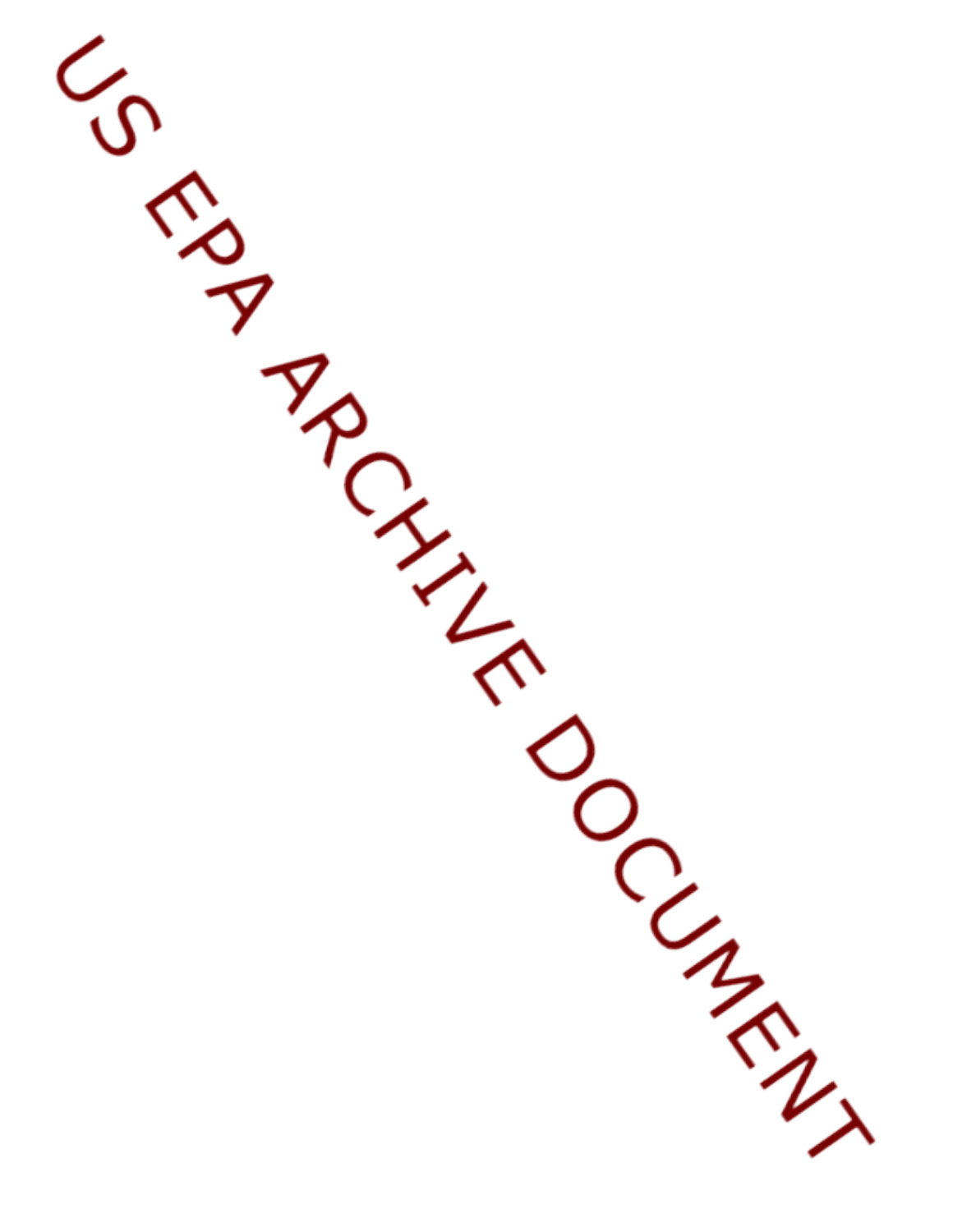US EPA ARCHIVE DOCUMENT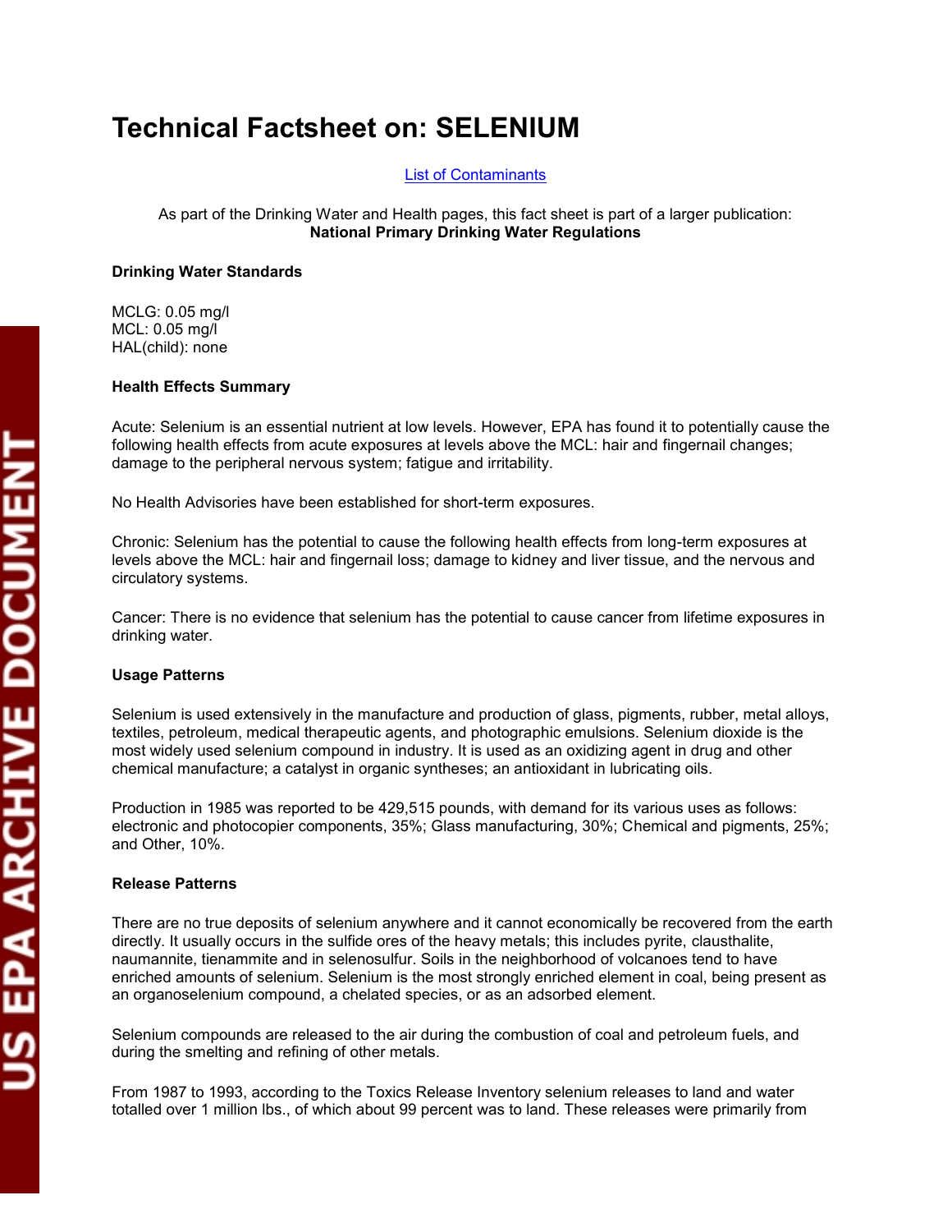# Technical Factsheet on: SELENIUM

List of Contaminants

As part of the Drinking Water and Health pages, this fact sheet is part of a larger publication:
**National Primary Drinking Water Regulations**

**Drinking Water Standards**

MCLG: 0.05 mg/l
MCL: 0.05 mg/l
HAL(child): none

**Health Effects Summary**

Acute: Selenium is an essential nutrient at low levels. However, EPA has found it to potentially cause the following health effects from acute exposures at levels above the MCL: hair and fingernail changes; damage to the peripheral nervous system; fatigue and irritability.

No Health Advisories have been established for short-term exposures.

Chronic: Selenium has the potential to cause the following health effects from long-term exposures at levels above the MCL: hair and fingernail loss; damage to kidney and liver tissue, and the nervous and circulatory systems.

Cancer: There is no evidence that selenium has the potential to cause cancer from lifetime exposures in drinking water.

**Usage Patterns**

Selenium is used extensively in the manufacture and production of glass, pigments, rubber, metal alloys, textiles, petroleum, medical therapeutic agents, and photographic emulsions. Selenium dioxide is the most widely used selenium compound in industry. It is used as an oxidizing agent in drug and other chemical manufacture; a catalyst in organic syntheses; an antioxidant in lubricating oils.

Production in 1985 was reported to be 429,515 pounds, with demand for its various uses as follows: electronic and photocopier components, 35%; Glass manufacturing, 30%; Chemical and pigments, 25%; and Other, 10%.

**Release Patterns**

There are no true deposits of selenium anywhere and it cannot economically be recovered from the earth directly. It usually occurs in the sulfide ores of the heavy metals; this includes pyrite, clausthalite, naumannite, tienammite and in selenosulfur. Soils in the neighborhood of volcanoes tend to have enriched amounts of selenium. Selenium is the most strongly enriched element in coal, being present as an organoselenium compound, a chelated species, or as an adsorbed element.

Selenium compounds are released to the air during the combustion of coal and petroleum fuels, and during the smelting and refining of other metals.

From 1987 to 1993, according to the Toxics Release Inventory selenium releases to land and water totalled over 1 million lbs., of which about 99 percent was to land. These releases were primarily from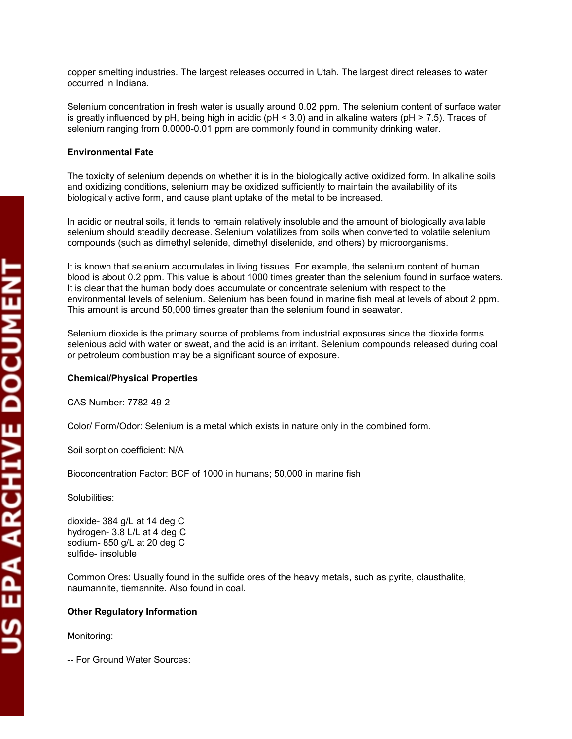copper smelting industries. The largest releases occurred in Utah. The largest direct releases to water occurred in Indiana.

Selenium concentration in fresh water is usually around 0.02 ppm. The selenium content of surface water is greatly influenced by pH, being high in acidic (pH < 3.0) and in alkaline waters (pH > 7.5). Traces of selenium ranging from 0.0000-0.01 ppm are commonly found in community drinking water.

**Environmental Fate**

The toxicity of selenium depends on whether it is in the biologically active oxidized form. In alkaline soils and oxidizing conditions, selenium may be oxidized sufficiently to maintain the availability of its biologically active form, and cause plant uptake of the metal to be increased.

In acidic or neutral soils, it tends to remain relatively insoluble and the amount of biologically available selenium should steadily decrease. Selenium volatilizes from soils when converted to volatile selenium compounds (such as dimethyl selenide, dimethyl diselenide, and others) by microorganisms.

It is known that selenium accumulates in living tissues. For example, the selenium content of human blood is about 0.2 ppm. This value is about 1000 times greater than the selenium found in surface waters. It is clear that the human body does accumulate or concentrate selenium with respect to the environmental levels of selenium. Selenium has been found in marine fish meal at levels of about 2 ppm. This amount is around 50,000 times greater than the selenium found in seawater.

Selenium dioxide is the primary source of problems from industrial exposures since the dioxide forms selenious acid with water or sweat, and the acid is an irritant. Selenium compounds released during coal or petroleum combustion may be a significant source of exposure.

**Chemical/Physical Properties**

CAS Number: 7782-49-2

Color/ Form/Odor: Selenium is a metal which exists in nature only in the combined form.

Soil sorption coefficient: N/A

Bioconcentration Factor: BCF of 1000 in humans; 50,000 in marine fish

Solubilities:

dioxide- 384 g/L at 14 deg C
hydrogen- 3.8 L/L at 4 deg C
sodium- 850 g/L at 20 deg C
sulfide- insoluble

Common Ores: Usually found in the sulfide ores of the heavy metals, such as pyrite, clausthalite, naumannite, tiemannite. Also found in coal.

**Other Regulatory Information**

Monitoring:

-- For Ground Water Sources: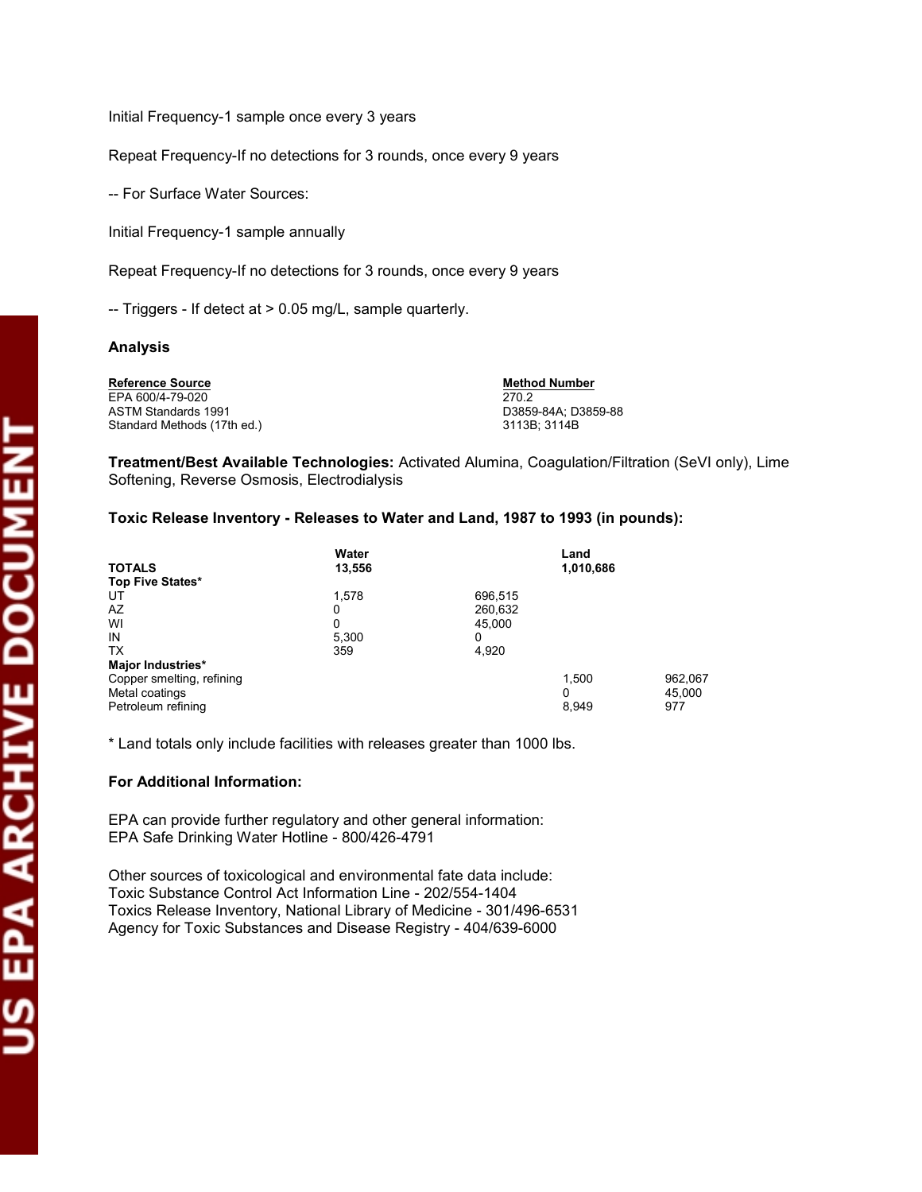Initial Frequency-1 sample once every 3 years

Repeat Frequency-If no detections for 3 rounds, once every 9 years

-- For Surface Water Sources:

Initial Frequency-1 sample annually

Repeat Frequency-If no detections for 3 rounds, once every 9 years

-- Triggers - If detect at > 0.05 mg/L, sample quarterly.

### Analysis

| Reference Source | Method Number |
|---|---|
| EPA 600/4-79-020 | 270.2 |
| ASTM Standards 1991 | D3859-84A; D3859-88 |
| Standard Methods (17th ed.) | 3113B; 3114B |

**Treatment/Best Available Technologies:** Activated Alumina, Coagulation/Filtration (SeVI only), Lime Softening, Reverse Osmosis, Electrodialysis

### Toxic Release Inventory - Releases to Water and Land, 1987 to 1993 (in pounds):

| | Water | | Land | |
|---|---|---|---|---|
| **TOTALS** | **13,556** | | **1,010,686** | |
| **Top Five States*** | | | | |
| UT | 1,578 | 696,515 | | |
| AZ | 0 | 260,632 | | |
| WI | 0 | 45,000 | | |
| IN | 5,300 | 0 | | |
| TX | 359 | 4,920 | | |
| **Major Industries*** | | | | |
| Copper smelting, refining | | | 1,500 | 962,067 |
| Metal coatings | | | 0 | 45,000 |
| Petroleum refining | | | 8,949 | 977 |

* Land totals only include facilities with releases greater than 1000 lbs.

### For Additional Information:

EPA can provide further regulatory and other general information:
EPA Safe Drinking Water Hotline - 800/426-4791

Other sources of toxicological and environmental fate data include:
Toxic Substance Control Act Information Line - 202/554-1404
Toxics Release Inventory, National Library of Medicine - 301/496-6531
Agency for Toxic Substances and Disease Registry - 404/639-6000